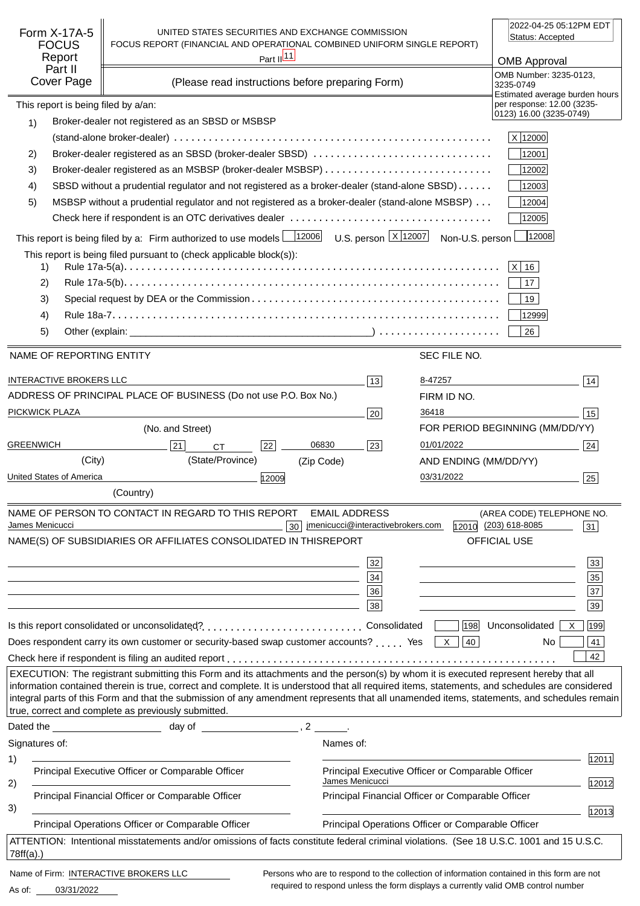# Form X-17A-5 FOCUS Report Part II Cover Page

**UNITED STATES SECURITIES AND EXCHANGE COMMISSION**
**FOCUS REPORT (FINANCIAL AND OPERATIONAL COMBINED UNIFORM SINGLE REPORT)**
**Part II** 11

(Please read instructions before preparing Form)

2022-04-25 05:12PM EDT
Status: Accepted

**OMB Approval**
OMB Number: 3235-0123, 3235-0749
Estimated average burden hours per response: 12.00 (3235-0123) 16.00 (3235-0749)

This report is being filed by a/an:

| | | | |
|---|---|---|---|
| 1) | Broker-dealer not registered as an SBSD or MSBSP (stand-alone broker-dealer) | X | 12000 |
| 2) | Broker-dealer registered as an SBSD (broker-dealer SBSD) | | 12001 |
| 3) | Broker-dealer registered as an MSBSP (broker-dealer MSBSP) | | 12002 |
| 4) | SBSD without a prudential regulator and not registered as a broker-dealer (stand-alone SBSD) | | 12003 |
| 5) | MSBSP without a prudential regulator and not registered as a broker-dealer (stand-alone MSBSP) | | 12004 |
| | Check here if respondent is an OTC derivatives dealer | | 12005 |

This report is being filed by a: Firm authorized to use models [ ] 12006 U.S. person [X] 12007 Non-U.S. person [ ] 12008

This report is being filed pursuant to (check applicable block(s)):

| | | | |
|---|---|---|---|
| 1) | Rule 17a-5(a) | X | 16 |
| 2) | Rule 17a-5(b) | | 17 |
| 3) | Special request by DEA or the Commission | | 19 |
| 4) | Rule 18a-7 | | 12999 |
| 5) | Other (explain: ____________) | | 26 |

| | | | |
|---|---|---|---|
| **NAME OF REPORTING ENTITY** | | **SEC FILE NO.** | |
| INTERACTIVE BROKERS LLC | 13 | 8-47257 | 14 |
| **ADDRESS OF PRINCIPAL PLACE OF BUSINESS (Do not use P.O. Box No.)** | | **FIRM ID NO.** | |
| PICKWICK PLAZA (No. and Street) | 20 | 36418 | 15 |
| | | **FOR PERIOD BEGINNING (MM/DD/YY)** | |
| GREENWICH (City) [21] CT (State/Province) [22] 06830 (Zip Code) | 23 | 01/01/2022 | 24 |
| | | **AND ENDING (MM/DD/YY)** | |
| United States of America (Country) | 12009 | 03/31/2022 | 25 |

| NAME OF PERSON TO CONTACT IN REGARD TO THIS REPORT | | EMAIL ADDRESS | | (AREA CODE) TELEPHONE NO. | |
|---|---|---|---|---|---|
| James Menicucci | 30 | jmenicucci@interactivebrokers.com | 12010 | (203) 618-8085 | 31 |

| NAME(S) OF SUBSIDIARIES OR AFFILIATES CONSOLIDATED IN THISREPORT | | OFFICIAL USE | |
|---|---|---|---|
| | 32 | | 33 |
| | 34 | | 35 |
| | 36 | | 37 |
| | 38 | | 39 |

Is this report consolidated or unconsolidated? Consolidated [ ] 198 Unconsolidated [X] 199

Does respondent carry its own customer or security-based swap customer accounts? Yes [X] 40 No [ ] 41

Check here if respondent is filing an audited report [ ] 42

EXECUTION: The registrant submitting this Form and its attachments and the person(s) by whom it is executed represent hereby that all information contained therein is true, correct and complete. It is understood that all required items, statements, and schedules are considered integral parts of this Form and that the submission of any amendment represents that all unamended items, statements, and schedules remain true, correct and complete as previously submitted.

Dated the ____________ day of ____________, 2 ______.

| Signatures of: | Names of: | |
|---|---|---|
| 1) ____________ Principal Executive Officer or Comparable Officer | ____________ Principal Executive Officer or Comparable Officer | 12011 |
| 2) ____________ Principal Financial Officer or Comparable Officer | James Menicucci Principal Financial Officer or Comparable Officer | 12012 |
| 3) ____________ Principal Operations Officer or Comparable Officer | ____________ Principal Operations Officer or Comparable Officer | 12013 |

ATTENTION: Intentional misstatements and/or omissions of facts constitute federal criminal violations. (See 18 U.S.C. 1001 and 15 U.S.C. 78ff(a).)

Name of Firm: INTERACTIVE BROKERS LLC

As of: 03/31/2022

Persons who are to respond to the collection of information contained in this form are not required to respond unless the form displays a currently valid OMB control number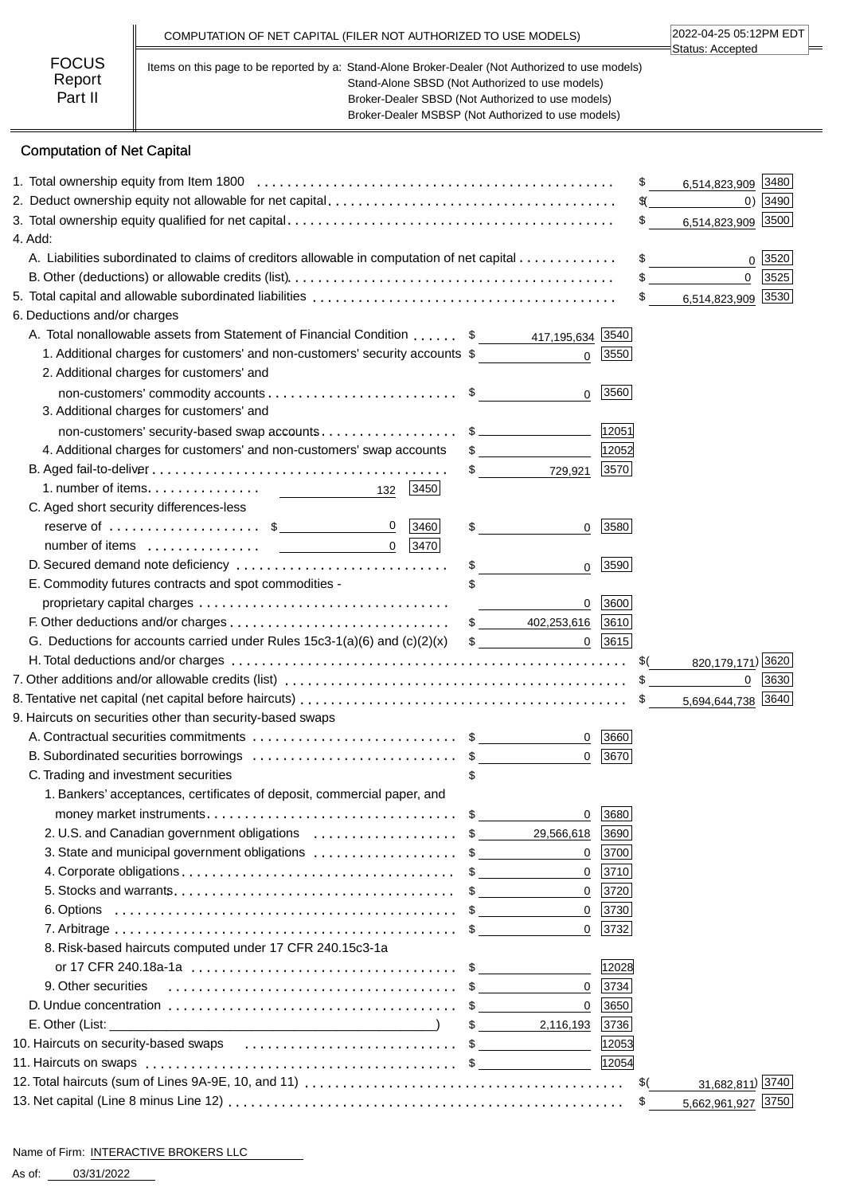FOCUS Report Part II

COMPUTATION OF NET CAPITAL (FILER NOT AUTHORIZED TO USE MODELS)

2022-04-25 05:12PM EDT
Status: Accepted

Items on this page to be reported by a: Stand-Alone Broker-Dealer (Not Authorized to use models)
Stand-Alone SBSD (Not Authorized to use models)
Broker-Dealer SBSD (Not Authorized to use models)
Broker-Dealer MSBSP (Not Authorized to use models)

## Computation of Net Capital

| Item | | | | Amount | Code |
|---|---|---|---|---|---|
| 1. Total ownership equity from Item 1800 | | | | $ 6,514,823,909 | 3480 |
| 2. Deduct ownership equity not allowable for net capital | | | | $( 0) | 3490 |
| 3. Total ownership equity qualified for net capital | | | | $ 6,514,823,909 | 3500 |
| 4. Add: | | | | | |
| A. Liabilities subordinated to claims of creditors allowable in computation of net capital | | | | $ 0 | 3520 |
| B. Other (deductions) or allowable credits (list) | | | | $ 0 | 3525 |
| 5. Total capital and allowable subordinated liabilities | | | | $ 6,514,823,909 | 3530 |
| 6. Deductions and/or charges | | | | | |
| A. Total nonallowable assets from Statement of Financial Condition | | $ 417,195,634 | 3540 | | |
| 1. Additional charges for customers' and non-customers' security accounts | | $ 0 | 3550 | | |
| 2. Additional charges for customers' and non-customers' commodity accounts | | $ 0 | 3560 | | |
| 3. Additional charges for customers' and non-customers' security-based swap accounts | | $ | 12051 | | |
| 4. Additional charges for customers' and non-customers' swap accounts | | $ | 12052 | | |
| B. Aged fail-to-deliver | | $ 729,921 | 3570 | | |
| 1. number of items | 132 [3450] | | | | |
| C. Aged short security differences-less reserve of | $ 0 [3460] | $ 0 | 3580 | | |
| number of items | 0 [3470] | | | | |
| D. Secured demand note deficiency | | $ 0 | 3590 | | |
| E. Commodity futures contracts and spot commodities - proprietary capital charges | | $ 0 | 3600 | | |
| F. Other deductions and/or charges | | $ 402,253,616 | 3610 | | |
| G. Deductions for accounts carried under Rules 15c3-1(a)(6) and (c)(2)(x) | | $ 0 | 3615 | | |
| H. Total deductions and/or charges | | | | $( 820,179,171) | 3620 |
| 7. Other additions and/or allowable credits (list) | | | | $ 0 | 3630 |
| 8. Tentative net capital (net capital before haircuts) | | | | $ 5,694,644,738 | 3640 |
| 9. Haircuts on securities other than security-based swaps | | | | | |
| A. Contractual securities commitments | | $ 0 | 3660 | | |
| B. Subordinated securities borrowings | | $ 0 | 3670 | | |
| C. Trading and investment securities | | $ | | | |
| 1. Bankers' acceptances, certificates of deposit, commercial paper, and money market instruments | | $ 0 | 3680 | | |
| 2. U.S. and Canadian government obligations | | $ 29,566,618 | 3690 | | |
| 3. State and municipal government obligations | | $ 0 | 3700 | | |
| 4. Corporate obligations | | $ 0 | 3710 | | |
| 5. Stocks and warrants | | $ 0 | 3720 | | |
| 6. Options | | $ 0 | 3730 | | |
| 7. Arbitrage | | $ 0 | 3732 | | |
| 8. Risk-based haircuts computed under 17 CFR 240.15c3-1a or 17 CFR 240.18a-1a | | $ | 12028 | | |
| 9. Other securities | | $ 0 | 3734 | | |
| D. Undue concentration | | $ 0 | 3650 | | |
| E. Other (List: ) | | $ 2,116,193 | 3736 | | |
| 10. Haircuts on security-based swaps | | $ | 12053 | | |
| 11. Haircuts on swaps | | $ | 12054 | | |
| 12. Total haircuts (sum of Lines 9A-9E, 10, and 11) | | | | $( 31,682,811) | 3740 |
| 13. Net capital (Line 8 minus Line 12) | | | | $ 5,662,961,927 | 3750 |

Name of Firm: INTERACTIVE BROKERS LLC

As of: 03/31/2022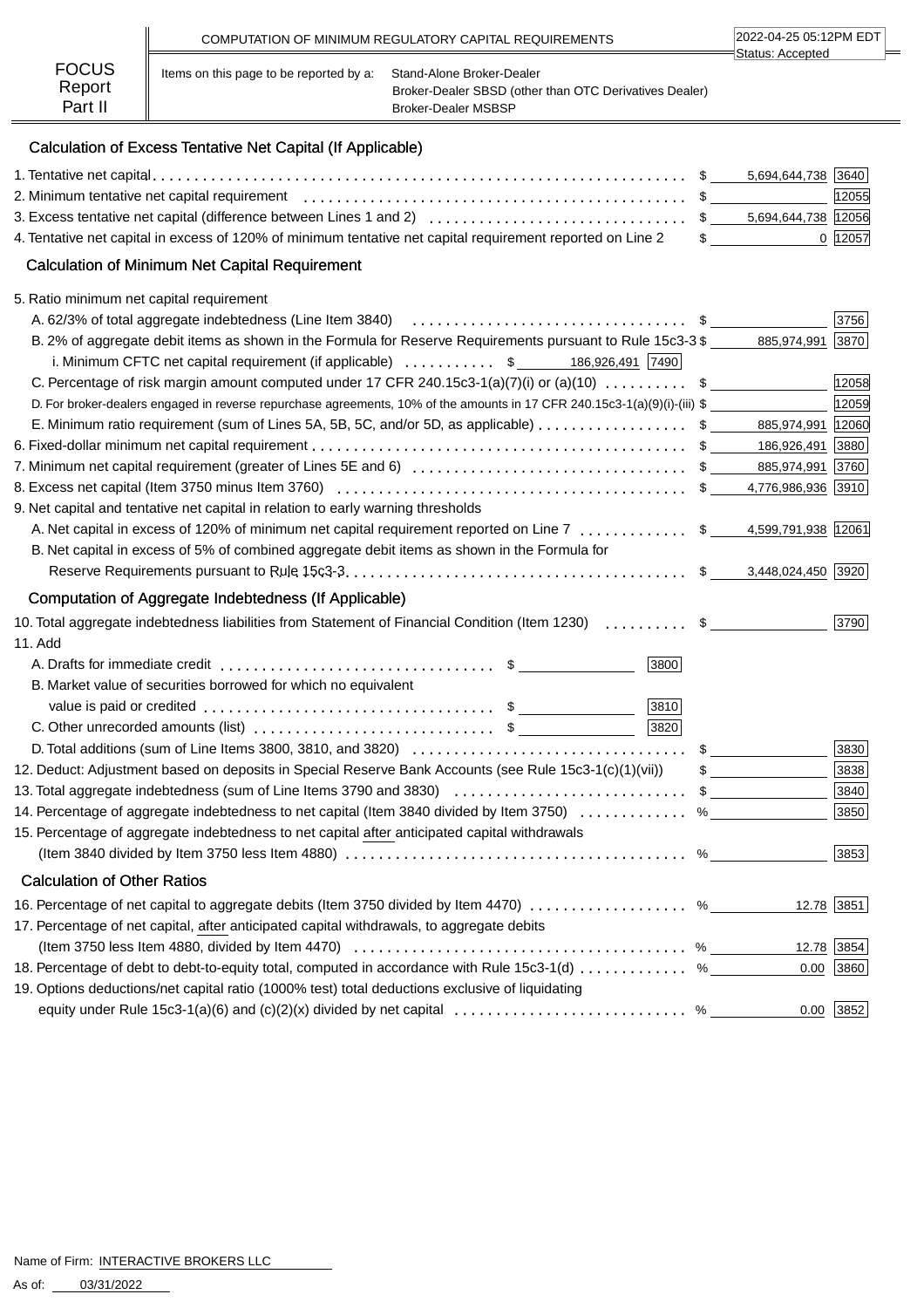COMPUTATION OF MINIMUM REGULATORY CAPITAL REQUIREMENTS

2022-04-25 05:12PM EDT
Status: Accepted

**FOCUS Report Part II**

Items on this page to be reported by a: Stand-Alone Broker-Dealer
Broker-Dealer SBSD (other than OTC Derivatives Dealer)
Broker-Dealer MSBSP

## Calculation of Excess Tentative Net Capital (If Applicable)

| Item | | Amount | Code |
|---|---|---|---|
| 1. Tentative net capital | $ | 5,694,644,738 | 3640 |
| 2. Minimum tentative net capital requirement | $ | | 12055 |
| 3. Excess tentative net capital (difference between Lines 1 and 2) | $ | 5,694,644,738 | 12056 |
| 4. Tentative net capital in excess of 120% of minimum tentative net capital requirement reported on Line 2 | $ | 0 | 12057 |

## Calculation of Minimum Net Capital Requirement

| Item | | Amount | Code |
|---|---|---|---|
| 5. Ratio minimum net capital requirement | | | |
| A. 62/3% of total aggregate indebtedness (Line Item 3840) | $ | | 3756 |
| B. 2% of aggregate debit items as shown in the Formula for Reserve Requirements pursuant to Rule 15c3-3 | $ | 885,974,991 | 3870 |
| i. Minimum CFTC net capital requirement (if applicable) | $ | 186,926,491 | 7490 |
| C. Percentage of risk margin amount computed under 17 CFR 240.15c3-1(a)(7)(i) or (a)(10) | $ | | 12058 |
| D. For broker-dealers engaged in reverse repurchase agreements, 10% of the amounts in 17 CFR 240.15c3-1(a)(9)(i)-(iii) | $ | | 12059 |
| E. Minimum ratio requirement (sum of Lines 5A, 5B, 5C, and/or 5D, as applicable) | $ | 885,974,991 | 12060 |
| 6. Fixed-dollar minimum net capital requirement | $ | 186,926,491 | 3880 |
| 7. Minimum net capital requirement (greater of Lines 5E and 6) | $ | 885,974,991 | 3760 |
| 8. Excess net capital (Item 3750 minus Item 3760) | $ | 4,776,986,936 | 3910 |
| 9. Net capital and tentative net capital in relation to early warning thresholds | | | |
| A. Net capital in excess of 120% of minimum net capital requirement reported on Line 7 | $ | 4,599,791,938 | 12061 |
| B. Net capital in excess of 5% of combined aggregate debit items as shown in the Formula for Reserve Requirements pursuant to Rule 15c3-3 | $ | 3,448,024,450 | 3920 |

## Computation of Aggregate Indebtedness (If Applicable)

| Item | | Amount | Code |
|---|---|---|---|
| 10. Total aggregate indebtedness liabilities from Statement of Financial Condition (Item 1230) | $ | | 3790 |
| 11. Add | | | |
| A. Drafts for immediate credit | $ | | 3800 |
| B. Market value of securities borrowed for which no equivalent value is paid or credited | $ | | 3810 |
| C. Other unrecorded amounts (list) | $ | | 3820 |
| D. Total additions (sum of Line Items 3800, 3810, and 3820) | $ | | 3830 |
| 12. Deduct: Adjustment based on deposits in Special Reserve Bank Accounts (see Rule 15c3-1(c)(1)(vii)) | $ | | 3838 |
| 13. Total aggregate indebtedness (sum of Line Items 3790 and 3830) | $ | | 3840 |
| 14. Percentage of aggregate indebtedness to net capital (Item 3840 divided by Item 3750) | % | | 3850 |
| 15. Percentage of aggregate indebtedness to net capital after anticipated capital withdrawals (Item 3840 divided by Item 3750 less Item 4880) | % | | 3853 |

## Calculation of Other Ratios

| Item | | Amount | Code |
|---|---|---|---|
| 16. Percentage of net capital to aggregate debits (Item 3750 divided by Item 4470) | % | 12.78 | 3851 |
| 17. Percentage of net capital, after anticipated capital withdrawals, to aggregate debits (Item 3750 less Item 4880, divided by Item 4470) | % | 12.78 | 3854 |
| 18. Percentage of debt to debt-to-equity total, computed in accordance with Rule 15c3-1(d) | % | 0.00 | 3860 |
| 19. Options deductions/net capital ratio (1000% test) total deductions exclusive of liquidating equity under Rule 15c3-1(a)(6) and (c)(2)(x) divided by net capital | % | 0.00 | 3852 |

Name of Firm: INTERACTIVE BROKERS LLC

As of: 03/31/2022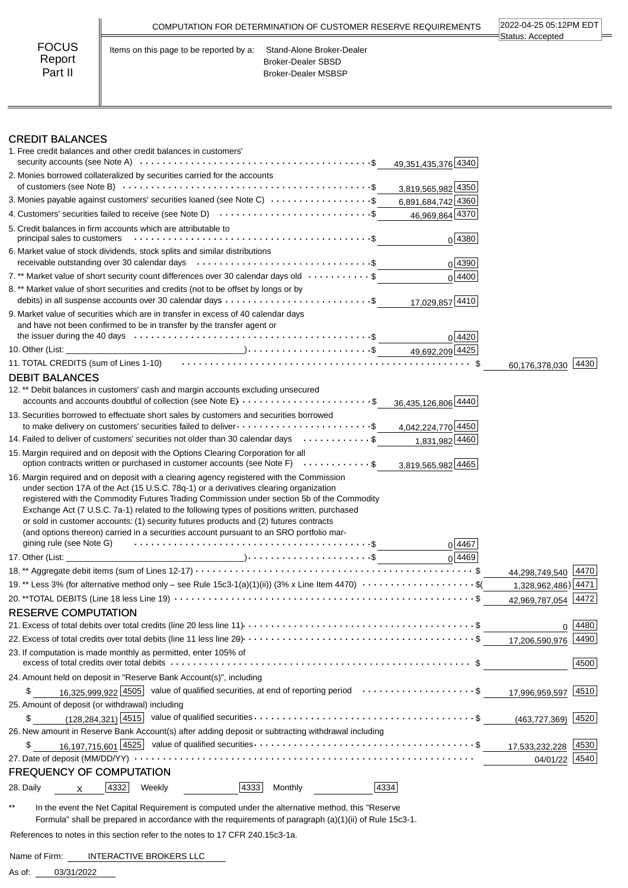# COMPUTATION FOR DETERMINATION OF CUSTOMER RESERVE REQUIREMENTS

2022-04-25 05:12PM EDT
Status: Accepted

FOCUS Report Part II

Items on this page to be reported by a: Stand-Alone Broker-Dealer
Broker-Dealer SBSD
Broker-Dealer MSBSP

## CREDIT BALANCES

| Item | | Code | | Code |
|---|---|---|---|---|
| 1. Free credit balances and other credit balances in customers' security accounts (see Note A) | $ 49,351,435,376 | 4340 | | |
| 2. Monies borrowed collateralized by securities carried for the accounts of customers (see Note B) | $ 3,819,565,982 | 4350 | | |
| 3. Monies payable against customers' securities loaned (see Note C) | $ 6,891,684,742 | 4360 | | |
| 4. Customers' securities failed to receive (see Note D) | $ 46,969,864 | 4370 | | |
| 5. Credit balances in firm accounts which are attributable to principal sales to customers | $ 0 | 4380 | | |
| 6. Market value of stock dividends, stock splits and similar distributions receivable outstanding over 30 calendar days | $ 0 | 4390 | | |
| 7. ** Market value of short security count differences over 30 calendar days old | $ 0 | 4400 | | |
| 8. ** Market value of short securities and credits (not to be offset by longs or by debits) in all suspense accounts over 30 calendar days | $ 17,029,857 | 4410 | | |
| 9. Market value of securities which are in transfer in excess of 40 calendar days and have not been confirmed to be in transfer by the transfer agent or the issuer during the 40 days | $ 0 | 4420 | | |
| 10. Other (List: ) | $ 49,692,209 | 4425 | | |
| 11. TOTAL CREDITS (sum of Lines 1-10) | | | $ 60,176,378,030 | 4430 |

## DEBIT BALANCES

| Item | | Code | | Code |
|---|---|---|---|---|
| 12. ** Debit balances in customers' cash and margin accounts excluding unsecured accounts and accounts doubtful of collection (see Note E) | $ 36,435,126,806 | 4440 | | |
| 13. Securities borrowed to effectuate short sales by customers and securities borrowed to make delivery on customers' securities failed to deliver | $ 4,042,224,770 | 4450 | | |
| 14. Failed to deliver of customers' securities not older than 30 calendar days | $ 1,831,982 | 4460 | | |
| 15. Margin required and on deposit with the Options Clearing Corporation for all option contracts written or purchased in customer accounts (see Note F) | $ 3,819,565,982 | 4465 | | |
| 16. Margin required and on deposit with a clearing agency registered with the Commission under section 17A of the Act (15 U.S.C. 78q-1) or a derivatives clearing organization registered with the Commodity Futures Trading Commission under section 5b of the Commodity Exchange Act (7 U.S.C. 7a-1) related to the following types of positions written, purchased or sold in customer accounts: (1) security futures products and (2) futures contracts (and options thereon) carried in a securities account pursuant to an SRO portfolio margining rule (see Note G) | $ 0 | 4467 | | |
| 17. Other (List: ) | $ 0 | 4469 | | |
| 18. ** Aggregate debit items (sum of Lines 12-17) | | | $ 44,298,749,540 | 4470 |
| 19. ** Less 3% (for alternative method only – see Rule 15c3-1(a)(1)(ii)) (3% x Line Item 4470) | | | $( 1,328,962,486) | 4471 |
| 20. **TOTAL DEBITS (Line 18 less Line 19) | | | $ 42,969,787,054 | 4472 |

## RESERVE COMPUTATION

| Item | | Code | | Code |
|---|---|---|---|---|
| 21. Excess of total debits over total credits (line 20 less line 11) | | | $ 0 | 4480 |
| 22. Excess of total credits over total debits (line 11 less line 20) | | | $ 17,206,590,976 | 4490 |
| 23. If computation is made monthly as permitted, enter 105% of excess of total credits over total debits | | | $ | 4500 |
| 24. Amount held on deposit in "Reserve Bank Account(s)", including value of qualified securities, at end of reporting period | $ 16,325,999,922 | 4505 | $ 17,996,959,597 | 4510 |
| 25. Amount of deposit (or withdrawal) including value of qualified securities | $ (128,284,321) | 4515 | $ (463,727,369) | 4520 |
| 26. New amount in Reserve Bank Account(s) after adding deposit or subtracting withdrawal including value of qualified securities | $ 16,197,715,601 | 4525 | $ 17,533,232,228 | 4530 |
| 27. Date of deposit (MM/DD/YY) | | | 04/01/22 | 4540 |

## FREQUENCY OF COMPUTATION

28. Daily X [4332] Weekly [4333] Monthly [4334]

** In the event the Net Capital Requirement is computed under the alternative method, this "Reserve Formula" shall be prepared in accordance with the requirements of paragraph (a)(1)(ii) of Rule 15c3-1.

References to notes in this section refer to the notes to 17 CFR 240.15c3-1a.

Name of Firm: INTERACTIVE BROKERS LLC

As of: 03/31/2022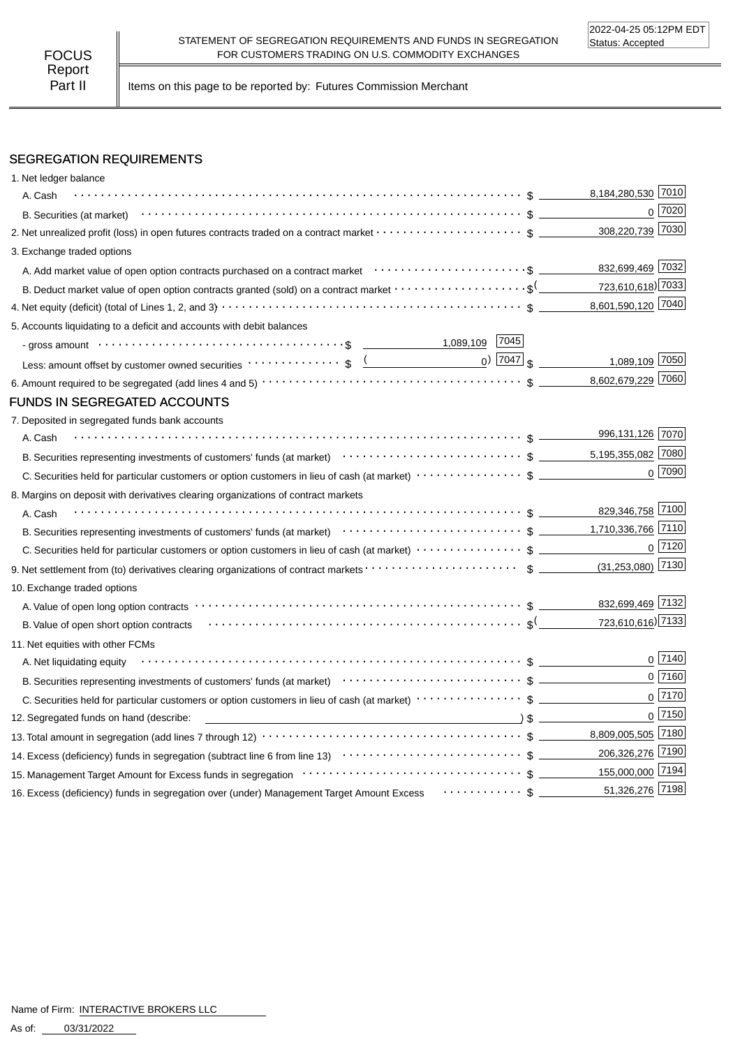FOCUS Report Part II

STATEMENT OF SEGREGATION REQUIREMENTS AND FUNDS IN SEGREGATION FOR CUSTOMERS TRADING ON U.S. COMMODITY EXCHANGES

2022-04-25 05:12PM EDT
Status: Accepted

Items on this page to be reported by: Futures Commission Merchant

## SEGREGATION REQUIREMENTS

| Item | | | Amount | Code |
|---|---|---|---|---|
| 1. Net ledger balance | | | | |
| A. Cash | | | $ 8,184,280,530 | 7010 |
| B. Securities (at market) | | | $ 0 | 7020 |
| 2. Net unrealized profit (loss) in open futures contracts traded on a contract market | | | $ 308,220,739 | 7030 |
| 3. Exchange traded options | | | | |
| A. Add market value of open option contracts purchased on a contract market | | | $ 832,699,469 | 7032 |
| B. Deduct market value of open option contracts granted (sold) on a contract market | | | $ (723,610,618) | 7033 |
| 4. Net equity (deficit) (total of Lines 1, 2, and 3) | | | $ 8,601,590,120 | 7040 |
| 5. Accounts liquidating to a deficit and accounts with debit balances | | | | |
| - gross amount | $ 1,089,109 | 7045 | | |
| Less: amount offset by customer owned securities | $ (0) | 7047 | $ 1,089,109 | 7050 |
| 6. Amount required to be segregated (add lines 4 and 5) | | | $ 8,602,679,229 | 7060 |

## FUNDS IN SEGREGATED ACCOUNTS

| Item | Amount | Code |
|---|---|---|
| 7. Deposited in segregated funds bank accounts | | |
| A. Cash | $ 996,131,126 | 7070 |
| B. Securities representing investments of customers' funds (at market) | $ 5,195,355,082 | 7080 |
| C. Securities held for particular customers or option customers in lieu of cash (at market) | $ 0 | 7090 |
| 8. Margins on deposit with derivatives clearing organizations of contract markets | | |
| A. Cash | $ 829,346,758 | 7100 |
| B. Securities representing investments of customers' funds (at market) | $ 1,710,336,766 | 7110 |
| C. Securities held for particular customers or option customers in lieu of cash (at market) | $ 0 | 7120 |
| 9. Net settlement from (to) derivatives clearing organizations of contract markets | $ (31,253,080) | 7130 |
| 10. Exchange traded options | | |
| A. Value of open long option contracts | $ 832,699,469 | 7132 |
| B. Value of open short option contracts | $ (723,610,616) | 7133 |
| 11. Net equities with other FCMs | | |
| A. Net liquidating equity | $ 0 | 7140 |
| B. Securities representing investments of customers' funds (at market) | $ 0 | 7160 |
| C. Securities held for particular customers or option customers in lieu of cash (at market) | $ 0 | 7170 |
| 12. Segregated funds on hand (describe: ) | $ 0 | 7150 |
| 13. Total amount in segregation (add lines 7 through 12) | $ 8,809,005,505 | 7180 |
| 14. Excess (deficiency) funds in segregation (subtract line 6 from line 13) | $ 206,326,276 | 7190 |
| 15. Management Target Amount for Excess funds in segregation | $ 155,000,000 | 7194 |
| 16. Excess (deficiency) funds in segregation over (under) Management Target Amount Excess | $ 51,326,276 | 7198 |

Name of Firm: INTERACTIVE BROKERS LLC

As of: 03/31/2022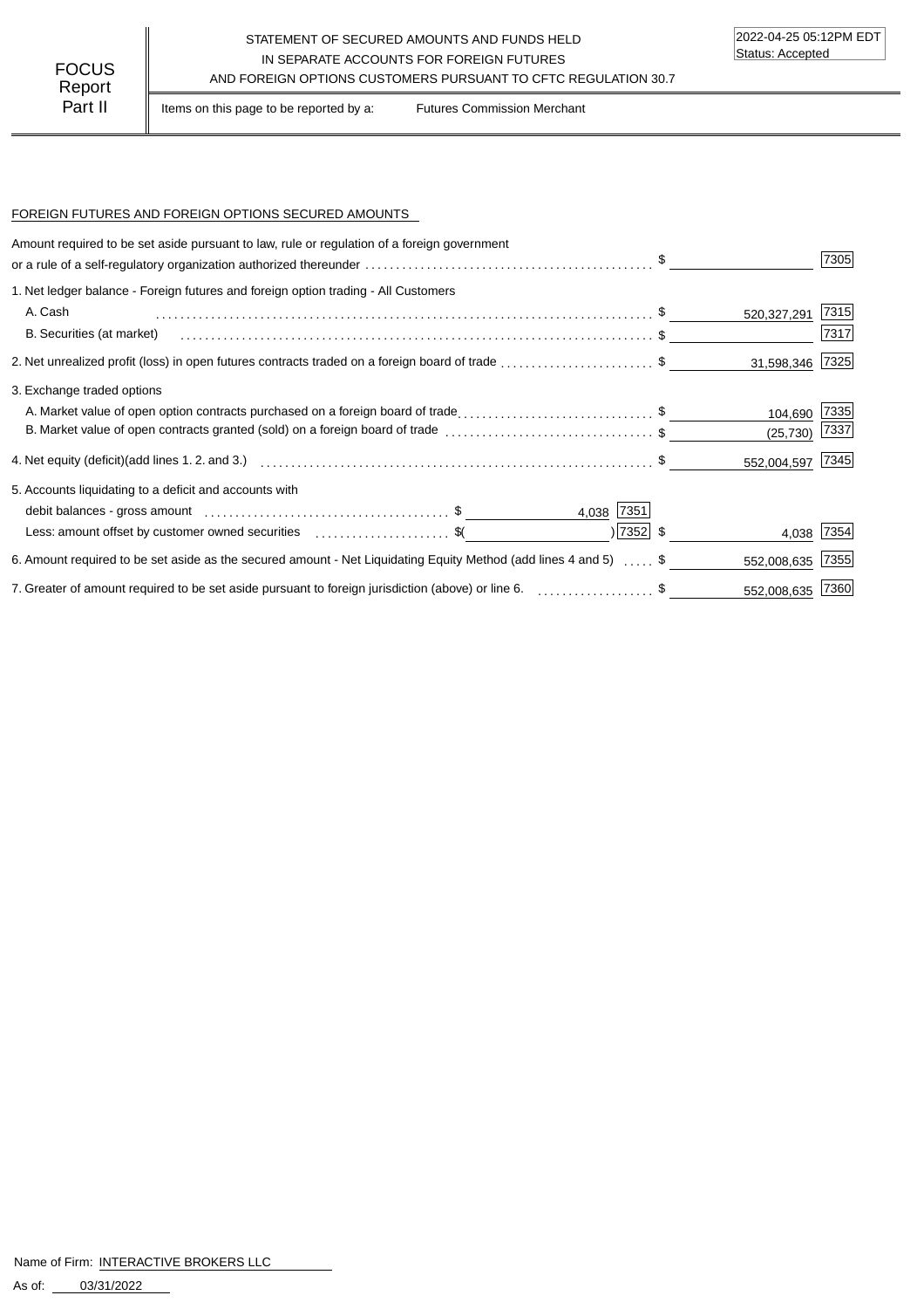FOCUS Report Part II

STATEMENT OF SECURED AMOUNTS AND FUNDS HELD IN SEPARATE ACCOUNTS FOR FOREIGN FUTURES AND FOREIGN OPTIONS CUSTOMERS PURSUANT TO CFTC REGULATION 30.7

2022-04-25 05:12PM EDT
Status: Accepted

Items on this page to be reported by a: Futures Commission Merchant

FOREIGN FUTURES AND FOREIGN OPTIONS SECURED AMOUNTS

| Item | | | Amount | Code |
|---|---|---|---|---|
| Amount required to be set aside pursuant to law, rule or regulation of a foreign government or a rule of a self-regulatory organization authorized thereunder | | | $ | 7305 |
| 1. Net ledger balance - Foreign futures and foreign option trading - All Customers | | | | |
| A. Cash | | | $ 520,327,291 | 7315 |
| B. Securities (at market) | | | $ | 7317 |
| 2. Net unrealized profit (loss) in open futures contracts traded on a foreign board of trade | | | $ 31,598,346 | 7325 |
| 3. Exchange traded options | | | | |
| A. Market value of open option contracts purchased on a foreign board of trade | | | $ 104,690 | 7335 |
| B. Market value of open contracts granted (sold) on a foreign board of trade | | | $ (25,730) | 7337 |
| 4. Net equity (deficit)(add lines 1. 2. and 3.) | | | $ 552,004,597 | 7345 |
| 5. Accounts liquidating to a deficit and accounts with | | | | |
| debit balances - gross amount | $ 4,038 | 7351 | | |
| Less: amount offset by customer owned securities | $( ) | 7352 | $ 4,038 | 7354 |
| 6. Amount required to be set aside as the secured amount - Net Liquidating Equity Method (add lines 4 and 5) | | | $ 552,008,635 | 7355 |
| 7. Greater of amount required to be set aside pursuant to foreign jurisdiction (above) or line 6. | | | $ 552,008,635 | 7360 |

Name of Firm: INTERACTIVE BROKERS LLC

As of: 03/31/2022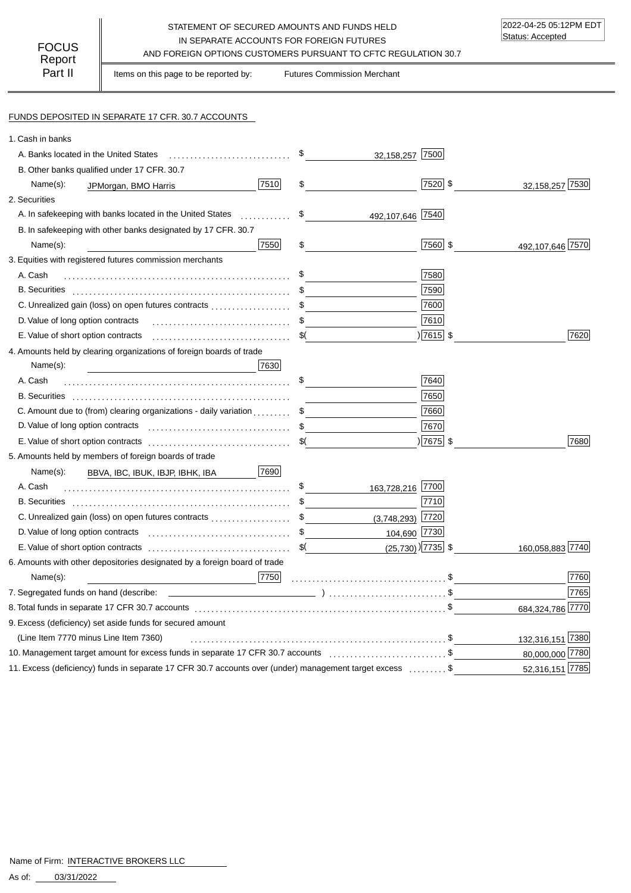FOCUS Report Part II

STATEMENT OF SECURED AMOUNTS AND FUNDS HELD IN SEPARATE ACCOUNTS FOR FOREIGN FUTURES AND FOREIGN OPTIONS CUSTOMERS PURSUANT TO CFTC REGULATION 30.7

2022-04-25 05:12PM EDT
Status: Accepted

Items on this page to be reported by: Futures Commission Merchant

FUNDS DEPOSITED IN SEPARATE 17 CFR. 30.7 ACCOUNTS

| | | | | |
|---|---|---|---|---|
| 1. Cash in banks | | | | |
| A. Banks located in the United States | $ 32,158,257 | 7500 | | |
| B. Other banks qualified under 17 CFR. 30.7 | | | | |
| Name(s): JPMorgan, BMO Harris (7510) | $ | 7520 | $ 32,158,257 | 7530 |
| 2. Securities | | | | |
| A. In safekeeping with banks located in the United States | $ 492,107,646 | 7540 | | |
| B. In safekeeping with other banks designated by 17 CFR. 30.7 | | | | |
| Name(s): (7550) | $ | 7560 | $ 492,107,646 | 7570 |
| 3. Equities with registered futures commission merchants | | | | |
| A. Cash | $ | 7580 | | |
| B. Securities | $ | 7590 | | |
| C. Unrealized gain (loss) on open futures contracts | $ | 7600 | | |
| D. Value of long option contracts | $ | 7610 | | |
| E. Value of short option contracts | $( ) | 7615 | $ | 7620 |
| 4. Amounts held by clearing organizations of foreign boards of trade | | | | |
| Name(s): (7630) | | | | |
| A. Cash | $ | 7640 | | |
| B. Securities | | 7650 | | |
| C. Amount due to (from) clearing organizations - daily variation | $ | 7660 | | |
| D. Value of long option contracts | $ | 7670 | | |
| E. Value of short option contracts | $( ) | 7675 | $ | 7680 |
| 5. Amounts held by members of foreign boards of trade | | | | |
| Name(s): BBVA, IBC, IBUK, IBJP, IBHK, IBA (7690) | | | | |
| A. Cash | $ 163,728,216 | 7700 | | |
| B. Securities | $ | 7710 | | |
| C. Unrealized gain (loss) on open futures contracts | $ (3,748,293) | 7720 | | |
| D. Value of long option contracts | $ 104,690 | 7730 | | |
| E. Value of short option contracts | $( (25,730) ) | 7735 | $ 160,058,883 | 7740 |
| 6. Amounts with other depositories designated by a foreign board of trade | | | | |
| Name(s): (7750) | | | $ | 7760 |
| 7. Segregated funds on hand (describe: ) | | | $ | 7765 |
| 8. Total funds in separate 17 CFR 30.7 accounts | | | $ 684,324,786 | 7770 |
| 9. Excess (deficiency) set aside funds for secured amount (Line Item 7770 minus Line Item 7360) | | | $ 132,316,151 | 7380 |
| 10. Management target amount for excess funds in separate 17 CFR 30.7 accounts | | | $ 80,000,000 | 7780 |
| 11. Excess (deficiency) funds in separate 17 CFR 30.7 accounts over (under) management target excess | | | $ 52,316,151 | 7785 |

Name of Firm: INTERACTIVE BROKERS LLC

As of: 03/31/2022